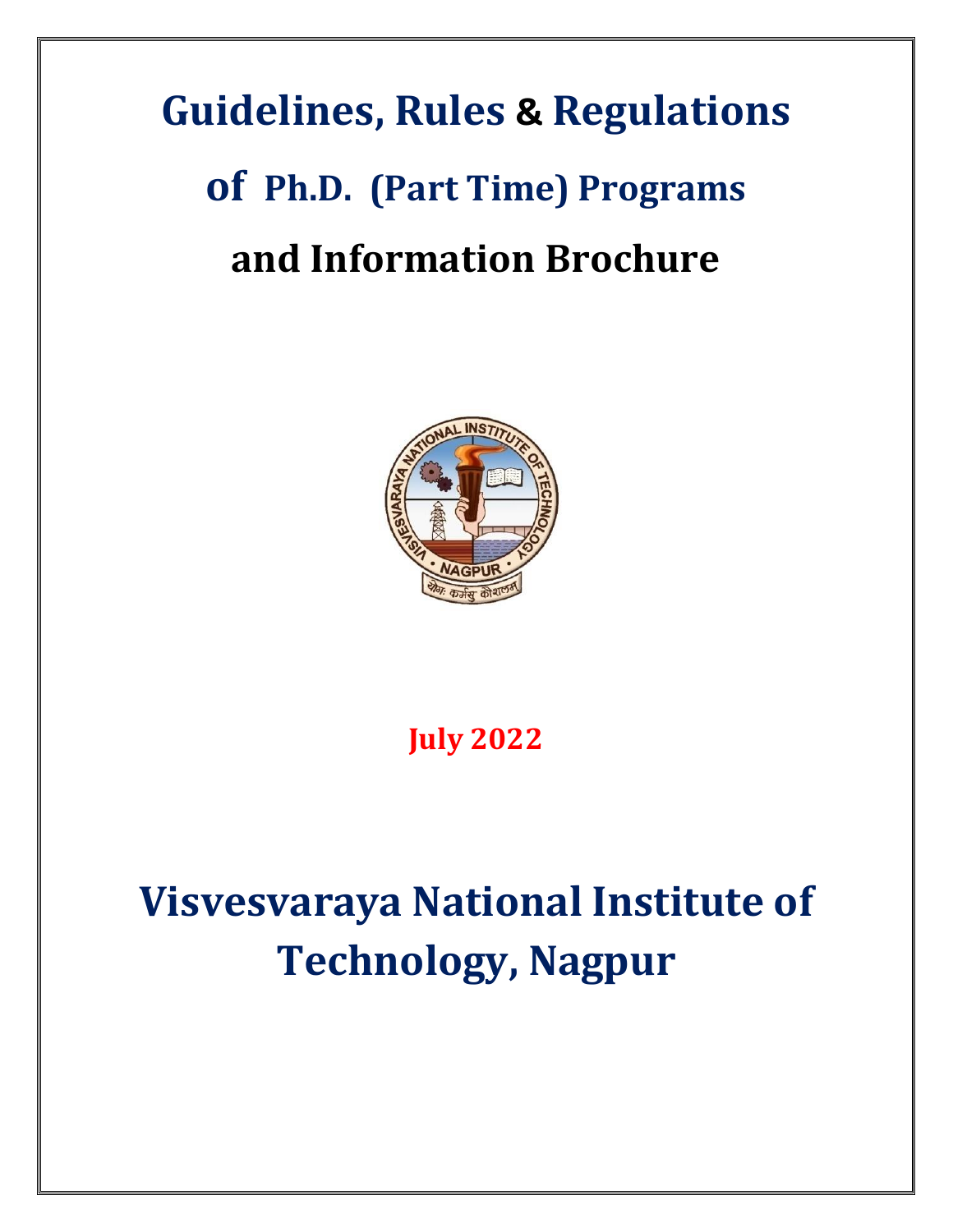# Guidelines, Rules & Regulations

# of Ph.D. (Part Time) Programs

# and Information Brochure

**July 2022**

# Visvesvaraya National Institute of Technology, Nagpur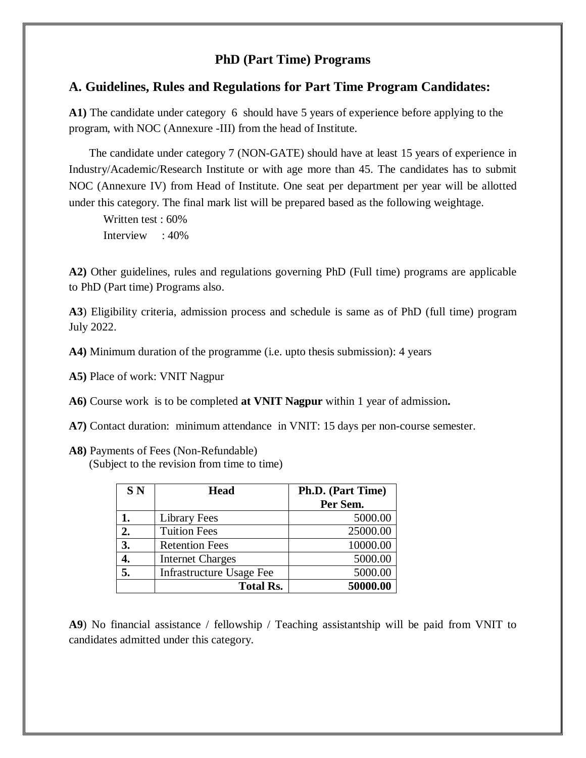# PhD (Part Time) Programs

## A. Guidelines, Rules and Regulations for Part Time Program Candidates:

**A1)** The candidate under category 6 should have 5 years of experience before applying to the program, with NOC (Annexure -III) from the head of Institute.

The candidate under category 7 (NON-GATE) should have at least 15 years of experience in Industry/Academic/Research Institute or with age more than 45. The candidates has to submit NOC (Annexure IV) from Head of Institute. One seat per department per year will be allotted under this category. The final mark list will be prepared based as the following weightage.

Written test : 60%
Interview : 40%

**A2)** Other guidelines, rules and regulations governing PhD (Full time) programs are applicable to PhD (Part time) Programs also.

**A3**) Eligibility criteria, admission process and schedule is same as of PhD (full time) program July 2022.

**A4)** Minimum duration of the programme (i.e. upto thesis submission): 4 years

**A5)** Place of work: VNIT Nagpur

**A6)** Course work is to be completed **at VNIT Nagpur** within 1 year of admission**.**

**A7)** Contact duration: minimum attendance in VNIT: 15 days per non-course semester.

**A8)** Payments of Fees (Non-Refundable)
(Subject to the revision from time to time)

| S N | Head | Ph.D. (Part Time) Per Sem. |
|---|---|---|
| **1.** | Library Fees | 5000.00 |
| **2.** | Tuition Fees | 25000.00 |
| **3.** | Retention Fees | 10000.00 |
| **4.** | Internet Charges | 5000.00 |
| **5.** | Infrastructure Usage Fee | 5000.00 |
| | **Total Rs.** | **50000.00** |

**A9**) No financial assistance / fellowship / Teaching assistantship will be paid from VNIT to candidates admitted under this category.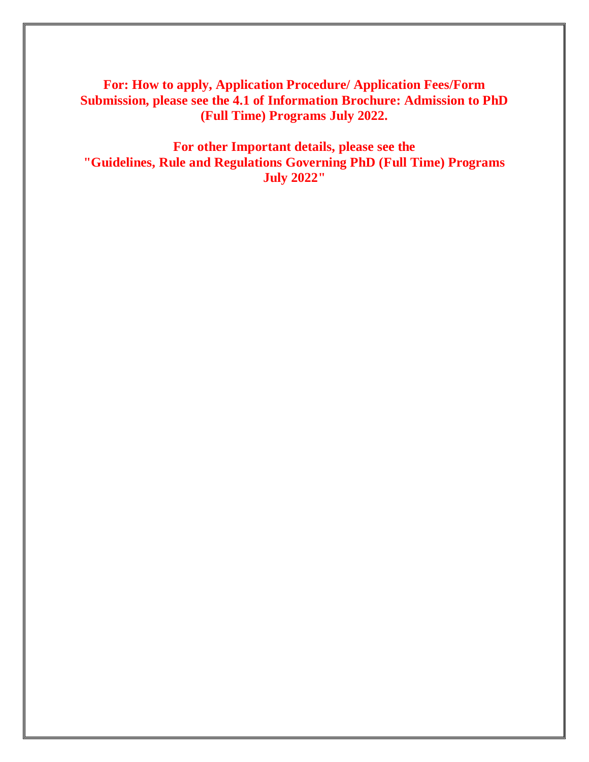**For: How to apply, Application Procedure/ Application Fees/Form Submission, please see the 4.1 of Information Brochure: Admission to PhD (Full Time) Programs July 2022.**

**For other Important details, please see the "Guidelines, Rule and Regulations Governing PhD (Full Time) Programs July 2022"**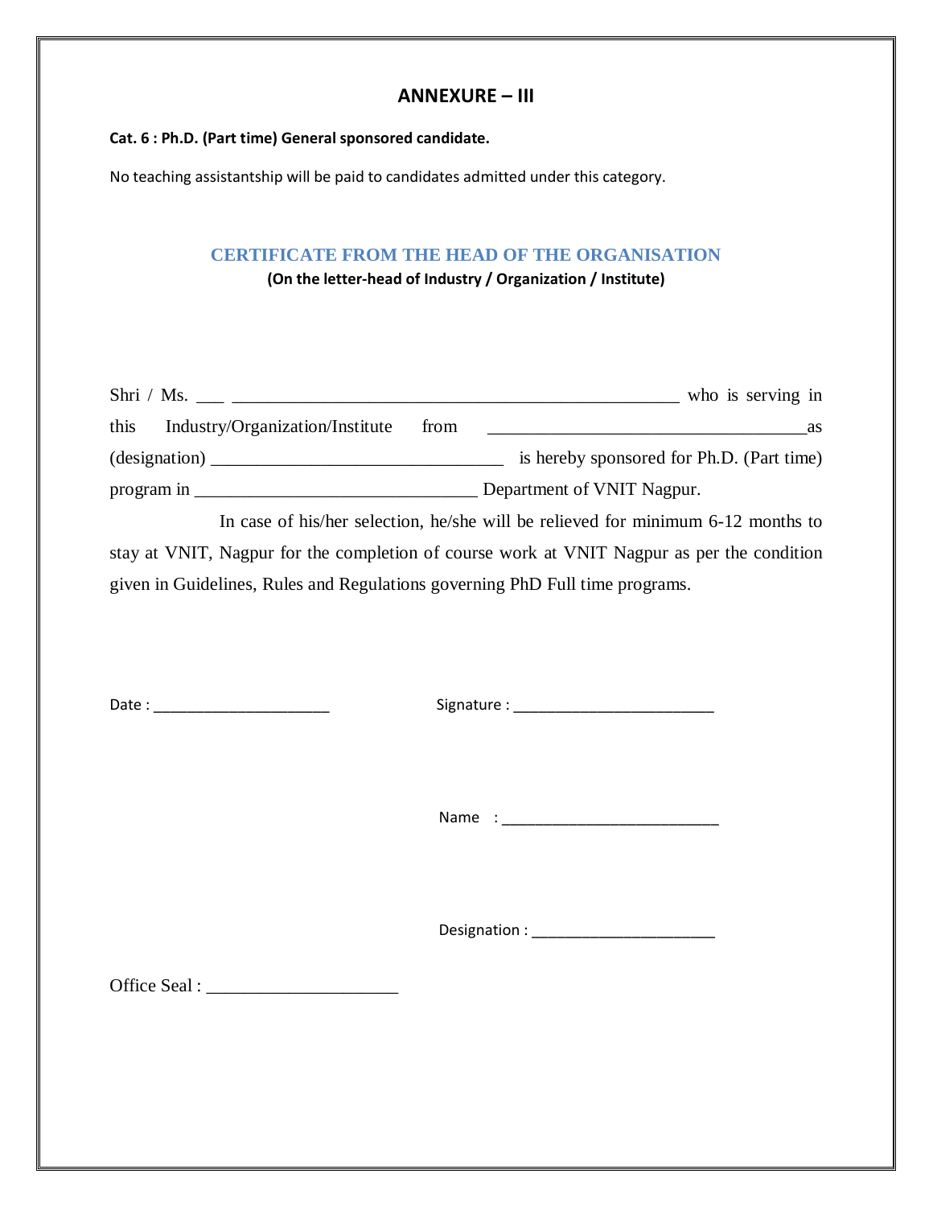## ANNEXURE – III

**Cat. 6 : Ph.D. (Part time) General sponsored candidate.**

No teaching assistantship will be paid to candidates admitted under this category.

### CERTIFICATE FROM THE HEAD OF THE ORGANISATION

**(On the letter-head of Industry / Organization / Institute)**

Shri / Ms. ___ ___________________________________________________ who is serving in this Industry/Organization/Institute from ___________________________________as (designation) ________________________________ is hereby sponsored for Ph.D. (Part time) program in ______________________________ Department of VNIT Nagpur.

In case of his/her selection, he/she will be relieved for minimum 6-12 months to stay at VNIT, Nagpur for the completion of course work at VNIT Nagpur as per the condition given in Guidelines, Rules and Regulations governing PhD Full time programs.

Date : _____________________

Signature : ________________________

Name : _________________________

Designation : _____________________

Office Seal : _____________________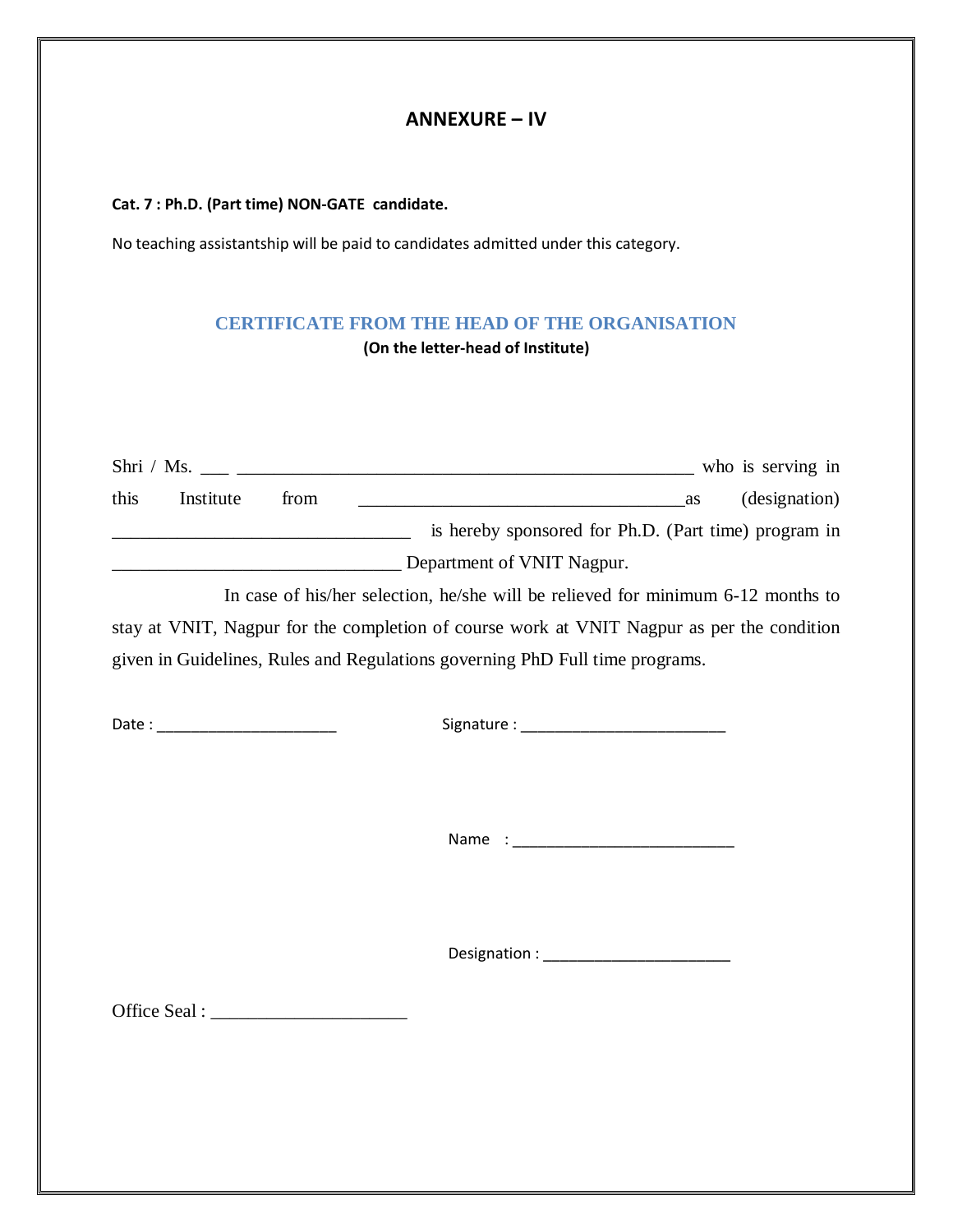# ANNEXURE – IV

**Cat. 7 : Ph.D. (Part time) NON-GATE candidate.**

No teaching assistantship will be paid to candidates admitted under this category.

## CERTIFICATE FROM THE HEAD OF THE ORGANISATION

**(On the letter-head of Institute)**

Shri / Ms. ___ ____________________________________________________ who is serving in this Institute from ____________________________________as (designation) _________________________________ is hereby sponsored for Ph.D. (Part time) program in ________________________________ Department of VNIT Nagpur.

In case of his/her selection, he/she will be relieved for minimum 6-12 months to stay at VNIT, Nagpur for the completion of course work at VNIT Nagpur as per the condition given in Guidelines, Rules and Regulations governing PhD Full time programs.

Date : ______________________

Signature : _________________________

Name : ___________________________

Designation : _______________________

Office Seal : _____________________